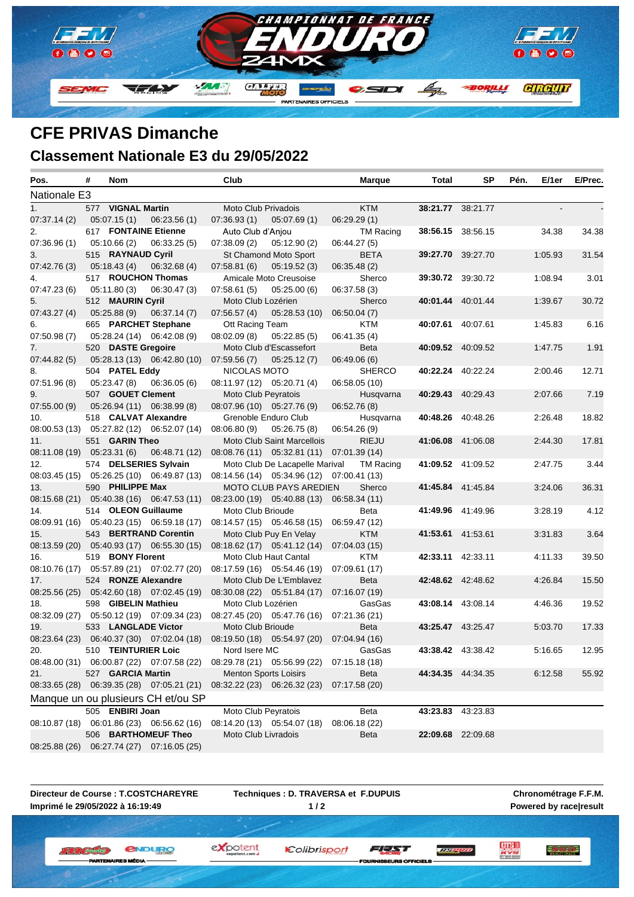# CFE PRIVAS Dimanche

## Classement Nationale E3 du 29/05/2022

| Pos. | # | Nom | Club | Marque | Total | SP | Pén. | E/1er | E/Prec. |
|---|---|---|---|---|---|---|---|---|---|
| **Nationale E3** | | | | | | | | | |
| 1. | 577 | **VIGNAL Martin** | Moto Club Privadois | KTM | **38:21.77** | 38:21.77 | | - | - |
| 07:37.14 (2) | 05:07.15 (1) | 06:23.56 (1) | 07:36.93 (1) | 05:07.69 (1) | 06:29.29 (1) | | | | |
| 2. | 617 | **FONTAINE Etienne** | Auto Club d'Anjou | TM Racing | **38:56.15** | 38:56.15 | | 34.38 | 34.38 |
| 07:36.96 (1) | 05:10.66 (2) | 06:33.25 (5) | 07:38.09 (2) | 05:12.90 (2) | 06:44.27 (5) | | | | |
| 3. | 515 | **RAYNAUD Cyril** | St Chamond Moto Sport | BETA | **39:27.70** | 39:27.70 | | 1:05.93 | 31.54 |
| 07:42.76 (3) | 05:18.43 (4) | 06:32.68 (4) | 07:58.81 (6) | 05:19.52 (3) | 06:35.48 (2) | | | | |
| 4. | 517 | **ROUCHON Thomas** | Amicale Moto Creusoise | Sherco | **39:30.72** | 39:30.72 | | 1:08.94 | 3.01 |
| 07:47.23 (6) | 05:11.80 (3) | 06:30.47 (3) | 07:58.61 (5) | 05:25.00 (6) | 06:37.58 (3) | | | | |
| 5. | 512 | **MAURIN Cyril** | Moto Club Lozérien | Sherco | **40:01.44** | 40:01.44 | | 1:39.67 | 30.72 |
| 07:43.27 (4) | 05:25.88 (9) | 06:37.14 (7) | 07:56.57 (4) | 05:28.53 (10) | 06:50.04 (7) | | | | |
| 6. | 665 | **PARCHET Stephane** | Ott Racing Team | KTM | **40:07.61** | 40:07.61 | | 1:45.83 | 6.16 |
| 07:50.98 (7) | 05:28.24 (14) | 06:42.08 (9) | 08:02.09 (8) | 05:22.85 (5) | 06:41.35 (4) | | | | |
| 7. | 520 | **DASTE Gregoire** | Moto Club d'Escassefort | Beta | **40:09.52** | 40:09.52 | | 1:47.75 | 1.91 |
| 07:44.82 (5) | 05:28.13 (13) | 06:42.80 (10) | 07:59.56 (7) | 05:25.12 (7) | 06:49.06 (6) | | | | |
| 8. | 504 | **PATEL Eddy** | NICOLAS MOTO | SHERCO | **40:22.24** | 40:22.24 | | 2:00.46 | 12.71 |
| 07:51.96 (8) | 05:23.47 (8) | 06:36.05 (6) | 08:11.97 (12) | 05:20.71 (4) | 06:58.05 (10) | | | | |
| 9. | 507 | **GOUET Clement** | Moto Club Peyratois | Husqvarna | **40:29.43** | 40:29.43 | | 2:07.66 | 7.19 |
| 07:55.00 (9) | 05:26.94 (11) | 06:38.99 (8) | 08:07.96 (10) | 05:27.76 (9) | 06:52.76 (8) | | | | |
| 10. | 518 | **CALVAT Alexandre** | Grenoble Enduro Club | Husqvarna | **40:48.26** | 40:48.26 | | 2:26.48 | 18.82 |
| 08:00.53 (13) | 05:27.82 (12) | 06:52.07 (14) | 08:06.80 (9) | 05:26.75 (8) | 06:54.26 (9) | | | | |
| 11. | 551 | **GARIN Theo** | Moto Club Saint Marcellois | RIEJU | **41:06.08** | 41:06.08 | | 2:44.30 | 17.81 |
| 08:11.08 (19) | 05:23.31 (6) | 06:48.71 (12) | 08:08.76 (11) | 05:32.81 (11) | 07:01.39 (14) | | | | |
| 12. | 574 | **DELSERIES Sylvain** | Moto Club De Lacapelle Marival | TM Racing | **41:09.52** | 41:09.52 | | 2:47.75 | 3.44 |
| 08:03.45 (15) | 05:26.25 (10) | 06:49.87 (13) | 08:14.56 (14) | 05:34.96 (12) | 07:00.41 (13) | | | | |
| 13. | 590 | **PHILIPPE Max** | MOTO CLUB PAYS AREDIEN | Sherco | **41:45.84** | 41:45.84 | | 3:24.06 | 36.31 |
| 08:15.68 (21) | 05:40.38 (16) | 06:47.53 (11) | 08:23.00 (19) | 05:40.88 (13) | 06:58.34 (11) | | | | |
| 14. | 514 | **OLEON Guillaume** | Moto Club Brioude | Beta | **41:49.96** | 41:49.96 | | 3:28.19 | 4.12 |
| 08:09.91 (16) | 05:40.23 (15) | 06:59.18 (17) | 08:14.57 (15) | 05:46.58 (15) | 06:59.47 (12) | | | | |
| 15. | 543 | **BERTRAND Corentin** | Moto Club Puy En Velay | KTM | **41:53.61** | 41:53.61 | | 3:31.83 | 3.64 |
| 08:13.59 (20) | 05:40.93 (17) | 06:55.30 (15) | 08:18.62 (17) | 05:41.12 (14) | 07:04.03 (15) | | | | |
| 16. | 519 | **BONY Florent** | Moto Club Haut Cantal | KTM | **42:33.11** | 42:33.11 | | 4:11.33 | 39.50 |
| 08:10.76 (17) | 05:57.89 (21) | 07:02.77 (20) | 08:17.59 (16) | 05:54.46 (19) | 07:09.61 (17) | | | | |
| 17. | 524 | **RONZE Alexandre** | Moto Club De L'Emblavez | Beta | **42:48.62** | 42:48.62 | | 4:26.84 | 15.50 |
| 08:25.56 (25) | 05:42.60 (18) | 07:02.45 (19) | 08:30.08 (22) | 05:51.84 (17) | 07:16.07 (19) | | | | |
| 18. | 598 | **GIBELIN Mathieu** | Moto Club Lozérien | GasGas | **43:08.14** | 43:08.14 | | 4:46.36 | 19.52 |
| 08:32.09 (27) | 05:50.12 (19) | 07:09.34 (23) | 08:27.45 (20) | 05:47.76 (16) | 07:21.36 (21) | | | | |
| 19. | 533 | **LANGLADE Victor** | Moto Club Brioude | Beta | **43:25.47** | 43:25.47 | | 5:03.70 | 17.33 |
| 08:23.64 (23) | 06:40.37 (30) | 07:02.04 (18) | 08:19.50 (18) | 05:54.97 (20) | 07:04.94 (16) | | | | |
| 20. | 510 | **TEINTURIER Loic** | Nord Isere MC | GasGas | **43:38.42** | 43:38.42 | | 5:16.65 | 12.95 |
| 08:48.00 (31) | 06:00.87 (22) | 07:07.58 (22) | 08:29.78 (21) | 05:56.99 (22) | 07:15.18 (18) | | | | |
| 21. | 527 | **GARCIA Martin** | Menton Sports Loisirs | Beta | **44:34.35** | 44:34.35 | | 6:12.58 | 55.92 |
| 08:33.65 (28) | 06:39.35 (28) | 07:05.21 (21) | 08:32.22 (23) | 06:26.32 (23) | 07:17.58 (20) | | | | |
| **Manque un ou plusieurs CH et/ou SP** | | | | | | | | | |
| | 505 | **ENBIRI Joan** | Moto Club Peyratois | Beta | **43:23.83** | 43:23.83 | | | |
| 08:10.87 (18) | 06:01.86 (23) | 06:56.62 (16) | 08:14.20 (13) | 05:54.07 (18) | 08:06.18 (22) | | | | |
| | 506 | **BARTHOMEUF Theo** | Moto Club Livradois | Beta | **22:09.68** | 22:09.68 | | | |
| 08:25.88 (26) | 06:27.74 (27) | 07:16.05 (25) | | | | | | | |

**Directeur de Course : T.COSTCHAREYRE**
**Imprimé le 29/05/2022 à 16:19:49**

**Techniques : D. TRAVERSA et F.DUPUIS**

**Chronométrage F.F.M.**
**Powered by race|result**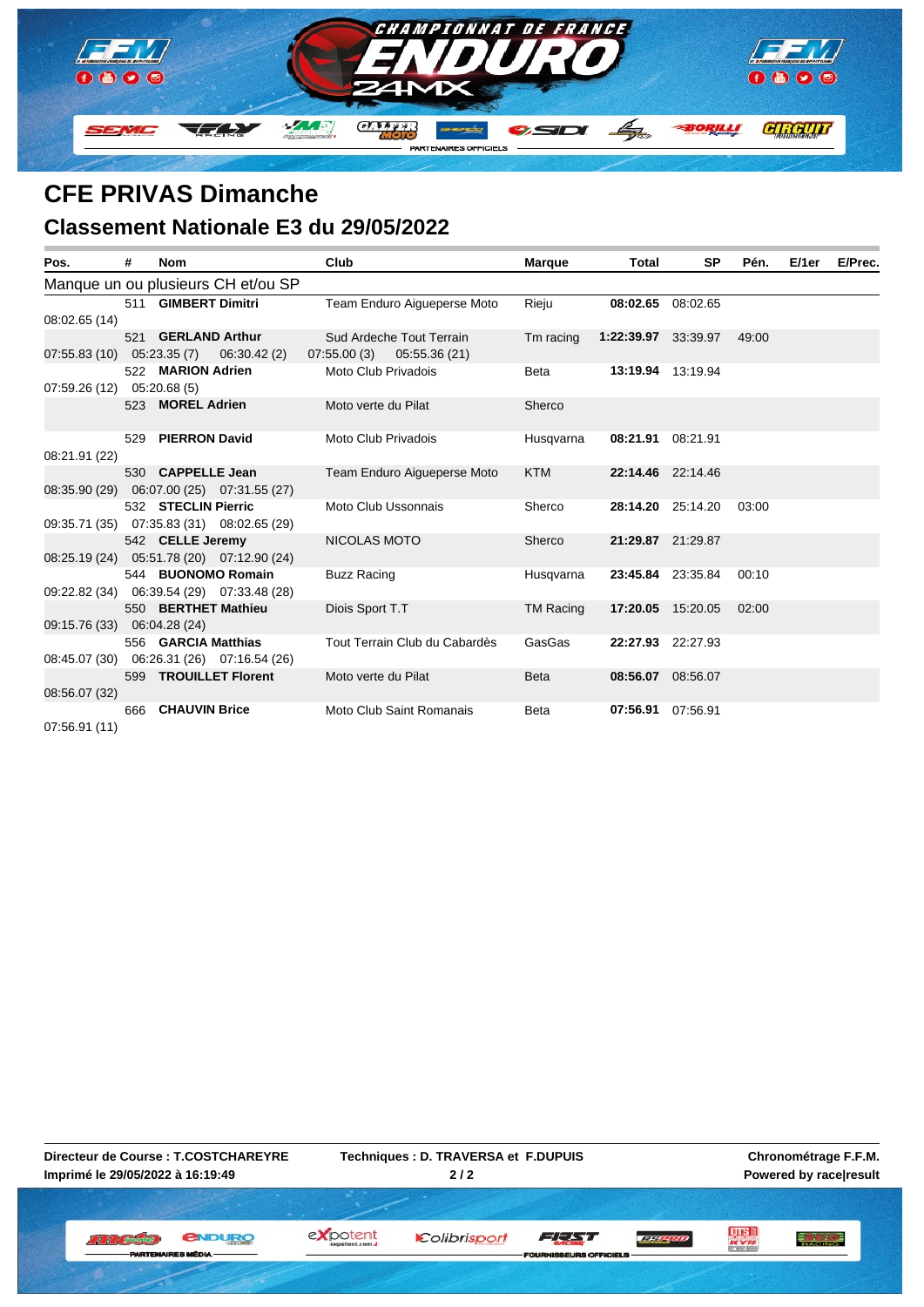# CFE PRIVAS Dimanche

## Classement Nationale E3 du 29/05/2022

| Pos. | # | Nom | Club | Marque | Total | SP | Pén. | E/1er | E/Prec. |
|---|---|---|---|---|---|---|---|---|---|
| Manque un ou plusieurs CH et/ou SP | | | | | | | | | |
| | 511 | **GIMBERT Dimitri** | Team Enduro Aigueperse Moto | Rieju | **08:02.65** | 08:02.65 | | | |
| 08:02.65 (14) | | | | | | | | | |
| | 521 | **GERLAND Arthur** | Sud Ardeche Tout Terrain | Tm racing | **1:22:39.97** | 33:39.97 | 49:00 | | |
| 07:55.83 (10) | 05:23.35 (7) | 06:30.42 (2) | 07:55.00 (3) 05:55.36 (21) | | | | | | |
| | 522 | **MARION Adrien** | Moto Club Privadois | Beta | **13:19.94** | 13:19.94 | | | |
| 07:59.26 (12) | 05:20.68 (5) | | | | | | | | |
| | 523 | **MOREL Adrien** | Moto verte du Pilat | Sherco | | | | | |
| | 529 | **PIERRON David** | Moto Club Privadois | Husqvarna | **08:21.91** | 08:21.91 | | | |
| 08:21.91 (22) | | | | | | | | | |
| | 530 | **CAPPELLE Jean** | Team Enduro Aigueperse Moto | KTM | **22:14.46** | 22:14.46 | | | |
| 08:35.90 (29) | 06:07.00 (25) | 07:31.55 (27) | | | | | | | |
| | 532 | **STECLIN Pierric** | Moto Club Ussonnais | Sherco | **28:14.20** | 25:14.20 | 03:00 | | |
| 09:35.71 (35) | 07:35.83 (31) | 08:02.65 (29) | | | | | | | |
| | 542 | **CELLE Jeremy** | NICOLAS MOTO | Sherco | **21:29.87** | 21:29.87 | | | |
| 08:25.19 (24) | 05:51.78 (20) | 07:12.90 (24) | | | | | | | |
| | 544 | **BUONOMO Romain** | Buzz Racing | Husqvarna | **23:45.84** | 23:35.84 | 00:10 | | |
| 09:22.82 (34) | 06:39.54 (29) | 07:33.48 (28) | | | | | | | |
| | 550 | **BERTHET Mathieu** | Diois Sport T.T | TM Racing | **17:20.05** | 15:20.05 | 02:00 | | |
| 09:15.76 (33) | 06:04.28 (24) | | | | | | | | |
| | 556 | **GARCIA Matthias** | Tout Terrain Club du Cabardès | GasGas | **22:27.93** | 22:27.93 | | | |
| 08:45.07 (30) | 06:26.31 (26) | 07:16.54 (26) | | | | | | | |
| | 599 | **TROUILLET Florent** | Moto verte du Pilat | Beta | **08:56.07** | 08:56.07 | | | |
| 08:56.07 (32) | | | | | | | | | |
| | 666 | **CHAUVIN Brice** | Moto Club Saint Romanais | Beta | **07:56.91** | 07:56.91 | | | |
| 07:56.91 (11) | | | | | | | | | |

**Directeur de Course : T.COSTCHAREYRE** **Techniques : D. TRAVERSA et F.DUPUIS** **Chronométrage F.F.M.**

**Imprimé le 29/05/2022 à 16:19:49** **Powered by race|result**